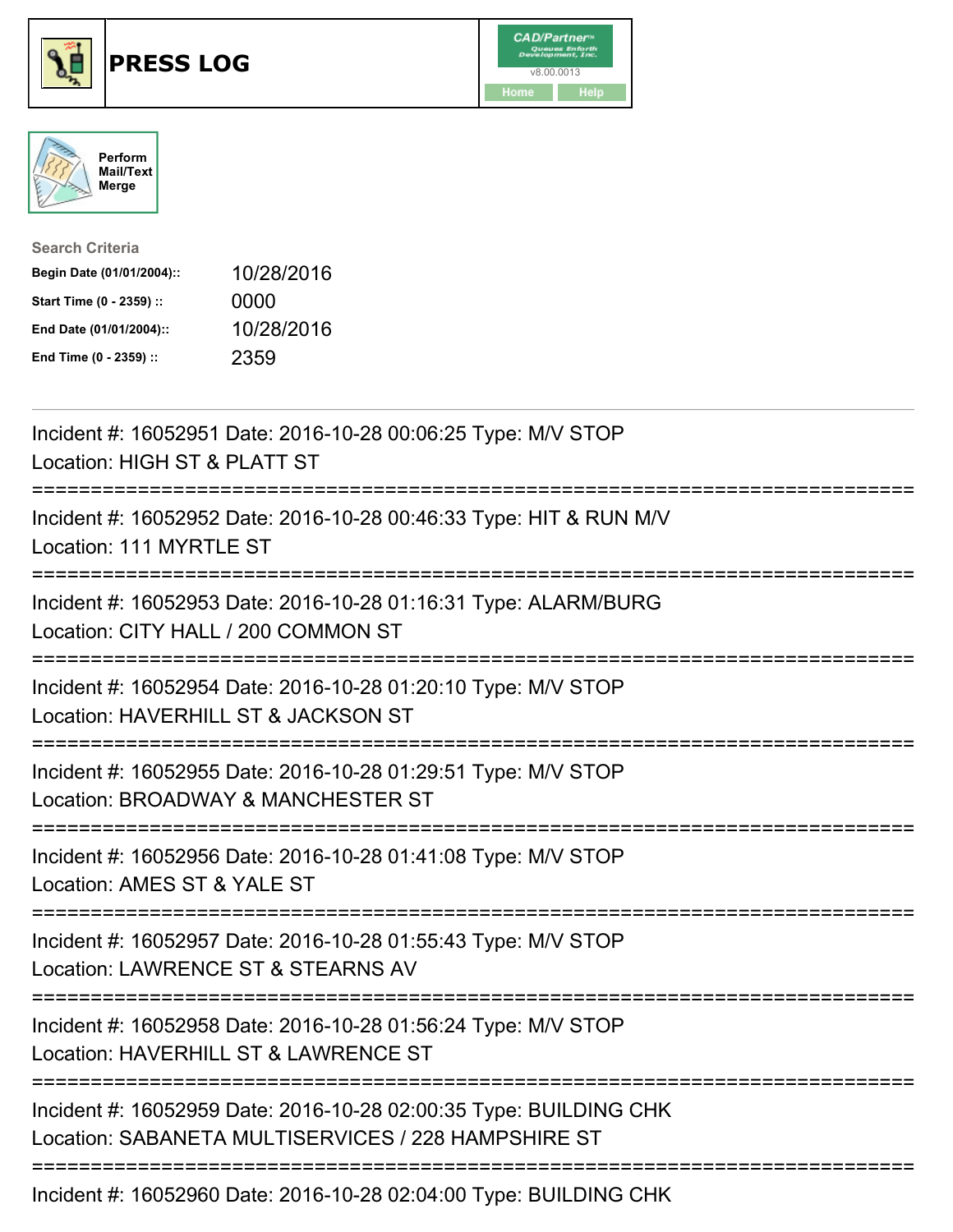# PRESS LOG

CAD/Partner™
v8.00.0013
Home Help

Perform Mail/Text Merge

**Search Criteria**

| | |
|---|---|
| **Begin Date (01/01/2004)::** | 10/28/2016 |
| **Start Time (0 - 2359) ::** | 0000 |
| **End Date (01/01/2004)::** | 10/28/2016 |
| **End Time (0 - 2359) ::** | 2359 |

---

Incident #: 16052951 Date: 2016-10-28 00:06:25 Type: M/V STOP
Location: HIGH ST & PLATT ST

===========================================================================

Incident #: 16052952 Date: 2016-10-28 00:46:33 Type: HIT & RUN M/V
Location: 111 MYRTLE ST

===========================================================================

Incident #: 16052953 Date: 2016-10-28 01:16:31 Type: ALARM/BURG
Location: CITY HALL / 200 COMMON ST

===========================================================================

Incident #: 16052954 Date: 2016-10-28 01:20:10 Type: M/V STOP
Location: HAVERHILL ST & JACKSON ST

===========================================================================

Incident #: 16052955 Date: 2016-10-28 01:29:51 Type: M/V STOP
Location: BROADWAY & MANCHESTER ST

===========================================================================

Incident #: 16052956 Date: 2016-10-28 01:41:08 Type: M/V STOP
Location: AMES ST & YALE ST

===========================================================================

Incident #: 16052957 Date: 2016-10-28 01:55:43 Type: M/V STOP
Location: LAWRENCE ST & STEARNS AV

===========================================================================

Incident #: 16052958 Date: 2016-10-28 01:56:24 Type: M/V STOP
Location: HAVERHILL ST & LAWRENCE ST

===========================================================================

Incident #: 16052959 Date: 2016-10-28 02:00:35 Type: BUILDING CHK
Location: SABANETA MULTISERVICES / 228 HAMPSHIRE ST

===========================================================================

Incident #: 16052960 Date: 2016-10-28 02:04:00 Type: BUILDING CHK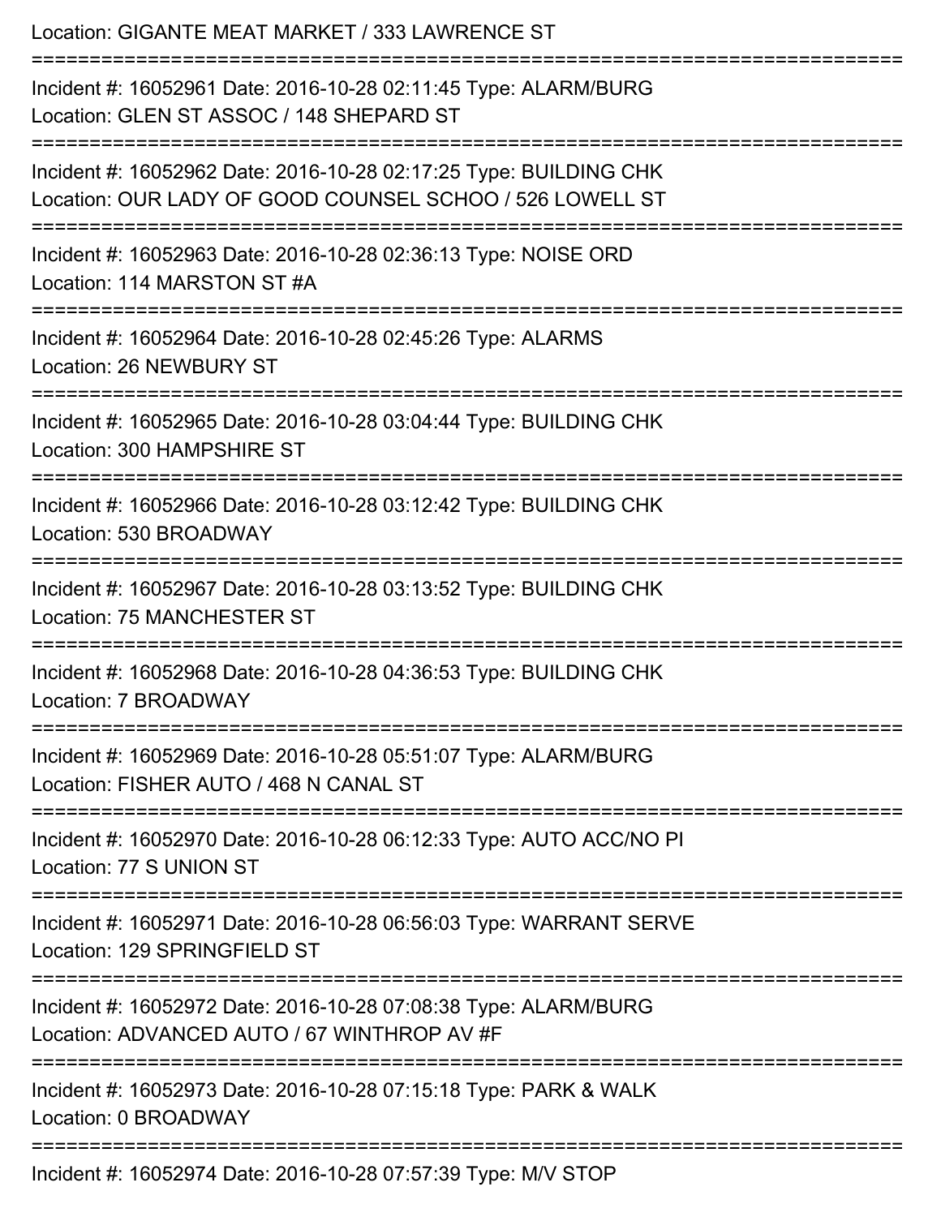Location: GIGANTE MEAT MARKET / 333 LAWRENCE ST

===========================================================================

Incident #: 16052961 Date: 2016-10-28 02:11:45 Type: ALARM/BURG
Location: GLEN ST ASSOC / 148 SHEPARD ST

===========================================================================

Incident #: 16052962 Date: 2016-10-28 02:17:25 Type: BUILDING CHK
Location: OUR LADY OF GOOD COUNSEL SCHOO / 526 LOWELL ST

===========================================================================

Incident #: 16052963 Date: 2016-10-28 02:36:13 Type: NOISE ORD
Location: 114 MARSTON ST #A

===========================================================================

Incident #: 16052964 Date: 2016-10-28 02:45:26 Type: ALARMS
Location: 26 NEWBURY ST

===========================================================================

Incident #: 16052965 Date: 2016-10-28 03:04:44 Type: BUILDING CHK
Location: 300 HAMPSHIRE ST

===========================================================================

Incident #: 16052966 Date: 2016-10-28 03:12:42 Type: BUILDING CHK
Location: 530 BROADWAY

===========================================================================

Incident #: 16052967 Date: 2016-10-28 03:13:52 Type: BUILDING CHK
Location: 75 MANCHESTER ST

===========================================================================

Incident #: 16052968 Date: 2016-10-28 04:36:53 Type: BUILDING CHK
Location: 7 BROADWAY

===========================================================================

Incident #: 16052969 Date: 2016-10-28 05:51:07 Type: ALARM/BURG
Location: FISHER AUTO / 468 N CANAL ST

===========================================================================

Incident #: 16052970 Date: 2016-10-28 06:12:33 Type: AUTO ACC/NO PI
Location: 77 S UNION ST

===========================================================================

Incident #: 16052971 Date: 2016-10-28 06:56:03 Type: WARRANT SERVE
Location: 129 SPRINGFIELD ST

===========================================================================

Incident #: 16052972 Date: 2016-10-28 07:08:38 Type: ALARM/BURG
Location: ADVANCED AUTO / 67 WINTHROP AV #F

===========================================================================

Incident #: 16052973 Date: 2016-10-28 07:15:18 Type: PARK & WALK
Location: 0 BROADWAY

===========================================================================

Incident #: 16052974 Date: 2016-10-28 07:57:39 Type: M/V STOP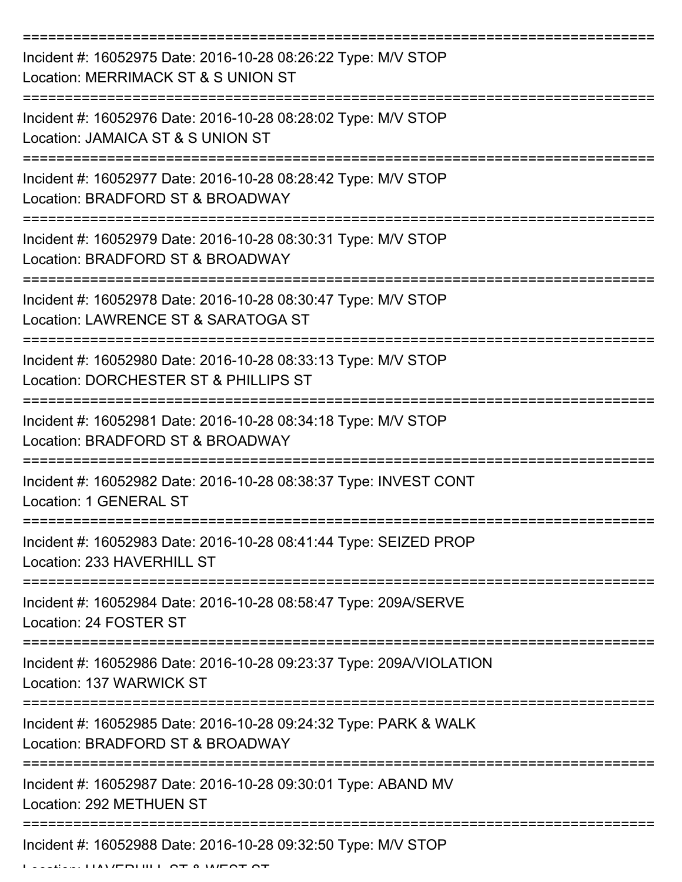===========================================================================

Incident #: 16052975 Date: 2016-10-28 08:26:22 Type: M/V STOP
Location: MERRIMACK ST & S UNION ST

===========================================================================

Incident #: 16052976 Date: 2016-10-28 08:28:02 Type: M/V STOP
Location: JAMAICA ST & S UNION ST

===========================================================================

Incident #: 16052977 Date: 2016-10-28 08:28:42 Type: M/V STOP
Location: BRADFORD ST & BROADWAY

===========================================================================

Incident #: 16052979 Date: 2016-10-28 08:30:31 Type: M/V STOP
Location: BRADFORD ST & BROADWAY

===========================================================================

Incident #: 16052978 Date: 2016-10-28 08:30:47 Type: M/V STOP
Location: LAWRENCE ST & SARATOGA ST

===========================================================================

Incident #: 16052980 Date: 2016-10-28 08:33:13 Type: M/V STOP
Location: DORCHESTER ST & PHILLIPS ST

===========================================================================

Incident #: 16052981 Date: 2016-10-28 08:34:18 Type: M/V STOP
Location: BRADFORD ST & BROADWAY

===========================================================================

Incident #: 16052982 Date: 2016-10-28 08:38:37 Type: INVEST CONT
Location: 1 GENERAL ST

===========================================================================

Incident #: 16052983 Date: 2016-10-28 08:41:44 Type: SEIZED PROP
Location: 233 HAVERHILL ST

===========================================================================

Incident #: 16052984 Date: 2016-10-28 08:58:47 Type: 209A/SERVE
Location: 24 FOSTER ST

===========================================================================

Incident #: 16052986 Date: 2016-10-28 09:23:37 Type: 209A/VIOLATION
Location: 137 WARWICK ST

===========================================================================

Incident #: 16052985 Date: 2016-10-28 09:24:32 Type: PARK & WALK
Location: BRADFORD ST & BROADWAY

===========================================================================

Incident #: 16052987 Date: 2016-10-28 09:30:01 Type: ABAND MV
Location: 292 METHUEN ST

===========================================================================

Incident #: 16052988 Date: 2016-10-28 09:32:50 Type: M/V STOP
Location: HAVERHILL ST & WEST ST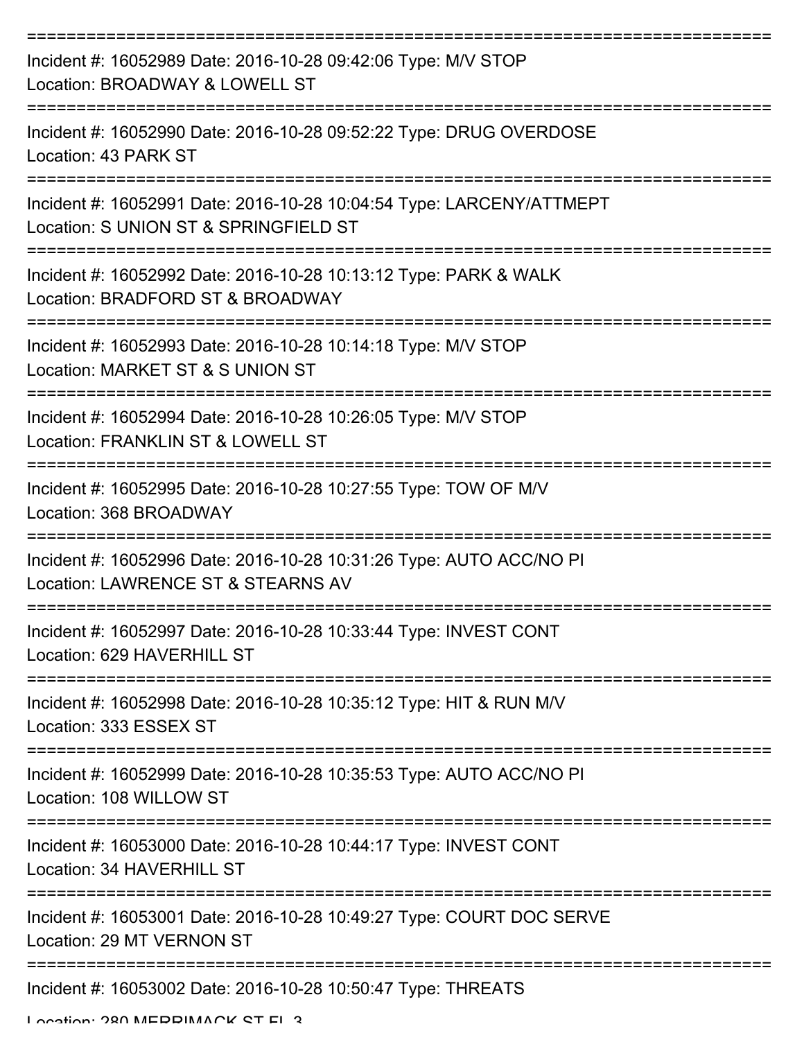===========================================================================
Incident #: 16052989 Date: 2016-10-28 09:42:06 Type: M/V STOP
Location: BROADWAY & LOWELL ST
===========================================================================
Incident #: 16052990 Date: 2016-10-28 09:52:22 Type: DRUG OVERDOSE
Location: 43 PARK ST
===========================================================================
Incident #: 16052991 Date: 2016-10-28 10:04:54 Type: LARCENY/ATTMEPT
Location: S UNION ST & SPRINGFIELD ST
===========================================================================
Incident #: 16052992 Date: 2016-10-28 10:13:12 Type: PARK & WALK
Location: BRADFORD ST & BROADWAY
===========================================================================
Incident #: 16052993 Date: 2016-10-28 10:14:18 Type: M/V STOP
Location: MARKET ST & S UNION ST
===========================================================================
Incident #: 16052994 Date: 2016-10-28 10:26:05 Type: M/V STOP
Location: FRANKLIN ST & LOWELL ST
===========================================================================
Incident #: 16052995 Date: 2016-10-28 10:27:55 Type: TOW OF M/V
Location: 368 BROADWAY
===========================================================================
Incident #: 16052996 Date: 2016-10-28 10:31:26 Type: AUTO ACC/NO PI
Location: LAWRENCE ST & STEARNS AV
===========================================================================
Incident #: 16052997 Date: 2016-10-28 10:33:44 Type: INVEST CONT
Location: 629 HAVERHILL ST
===========================================================================
Incident #: 16052998 Date: 2016-10-28 10:35:12 Type: HIT & RUN M/V
Location: 333 ESSEX ST
===========================================================================
Incident #: 16052999 Date: 2016-10-28 10:35:53 Type: AUTO ACC/NO PI
Location: 108 WILLOW ST
===========================================================================
Incident #: 16053000 Date: 2016-10-28 10:44:17 Type: INVEST CONT
Location: 34 HAVERHILL ST
===========================================================================
Incident #: 16053001 Date: 2016-10-28 10:49:27 Type: COURT DOC SERVE
Location: 29 MT VERNON ST
===========================================================================
Incident #: 16053002 Date: 2016-10-28 10:50:47 Type: THREATS
Location: 280 MERRIMACK ST FL 3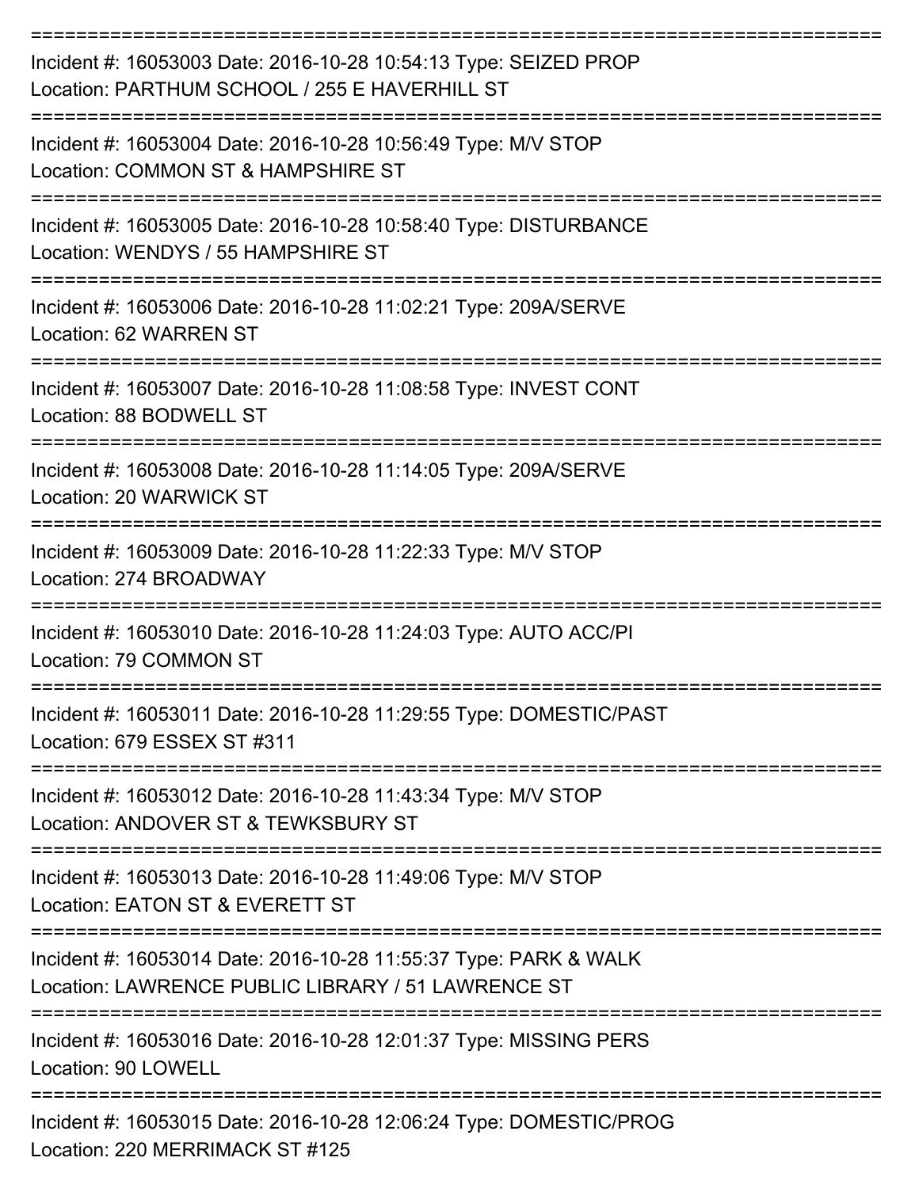===========================================================================

Incident #: 16053003 Date: 2016-10-28 10:54:13 Type: SEIZED PROP
Location: PARTHUM SCHOOL / 255 E HAVERHILL ST

===========================================================================

Incident #: 16053004 Date: 2016-10-28 10:56:49 Type: M/V STOP
Location: COMMON ST & HAMPSHIRE ST

===========================================================================

Incident #: 16053005 Date: 2016-10-28 10:58:40 Type: DISTURBANCE
Location: WENDYS / 55 HAMPSHIRE ST

===========================================================================

Incident #: 16053006 Date: 2016-10-28 11:02:21 Type: 209A/SERVE
Location: 62 WARREN ST

===========================================================================

Incident #: 16053007 Date: 2016-10-28 11:08:58 Type: INVEST CONT
Location: 88 BODWELL ST

===========================================================================

Incident #: 16053008 Date: 2016-10-28 11:14:05 Type: 209A/SERVE
Location: 20 WARWICK ST

===========================================================================

Incident #: 16053009 Date: 2016-10-28 11:22:33 Type: M/V STOP
Location: 274 BROADWAY

===========================================================================

Incident #: 16053010 Date: 2016-10-28 11:24:03 Type: AUTO ACC/PI
Location: 79 COMMON ST

===========================================================================

Incident #: 16053011 Date: 2016-10-28 11:29:55 Type: DOMESTIC/PAST
Location: 679 ESSEX ST #311

===========================================================================

Incident #: 16053012 Date: 2016-10-28 11:43:34 Type: M/V STOP
Location: ANDOVER ST & TEWKSBURY ST

===========================================================================

Incident #: 16053013 Date: 2016-10-28 11:49:06 Type: M/V STOP
Location: EATON ST & EVERETT ST

===========================================================================

Incident #: 16053014 Date: 2016-10-28 11:55:37 Type: PARK & WALK
Location: LAWRENCE PUBLIC LIBRARY / 51 LAWRENCE ST

===========================================================================

Incident #: 16053016 Date: 2016-10-28 12:01:37 Type: MISSING PERS
Location: 90 LOWELL

===========================================================================

Incident #: 16053015 Date: 2016-10-28 12:06:24 Type: DOMESTIC/PROG
Location: 220 MERRIMACK ST #125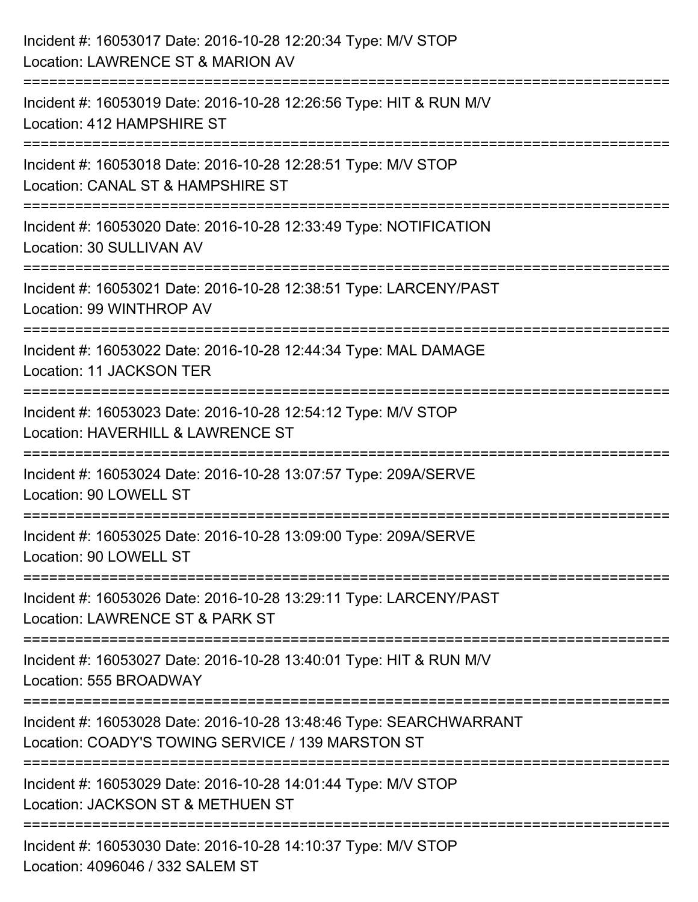Incident #: 16053017 Date: 2016-10-28 12:20:34 Type: M/V STOP
Location: LAWRENCE ST & MARION AV

===========================================================================

Incident #: 16053019 Date: 2016-10-28 12:26:56 Type: HIT & RUN M/V
Location: 412 HAMPSHIRE ST

===========================================================================

Incident #: 16053018 Date: 2016-10-28 12:28:51 Type: M/V STOP
Location: CANAL ST & HAMPSHIRE ST

===========================================================================

Incident #: 16053020 Date: 2016-10-28 12:33:49 Type: NOTIFICATION
Location: 30 SULLIVAN AV

===========================================================================

Incident #: 16053021 Date: 2016-10-28 12:38:51 Type: LARCENY/PAST
Location: 99 WINTHROP AV

===========================================================================

Incident #: 16053022 Date: 2016-10-28 12:44:34 Type: MAL DAMAGE
Location: 11 JACKSON TER

===========================================================================

Incident #: 16053023 Date: 2016-10-28 12:54:12 Type: M/V STOP
Location: HAVERHILL & LAWRENCE ST

===========================================================================

Incident #: 16053024 Date: 2016-10-28 13:07:57 Type: 209A/SERVE
Location: 90 LOWELL ST

===========================================================================

Incident #: 16053025 Date: 2016-10-28 13:09:00 Type: 209A/SERVE
Location: 90 LOWELL ST

===========================================================================

Incident #: 16053026 Date: 2016-10-28 13:29:11 Type: LARCENY/PAST
Location: LAWRENCE ST & PARK ST

===========================================================================

Incident #: 16053027 Date: 2016-10-28 13:40:01 Type: HIT & RUN M/V
Location: 555 BROADWAY

===========================================================================

Incident #: 16053028 Date: 2016-10-28 13:48:46 Type: SEARCHWARRANT
Location: COADY'S TOWING SERVICE / 139 MARSTON ST

===========================================================================

Incident #: 16053029 Date: 2016-10-28 14:01:44 Type: M/V STOP
Location: JACKSON ST & METHUEN ST

===========================================================================

Incident #: 16053030 Date: 2016-10-28 14:10:37 Type: M/V STOP
Location: 4096046 / 332 SALEM ST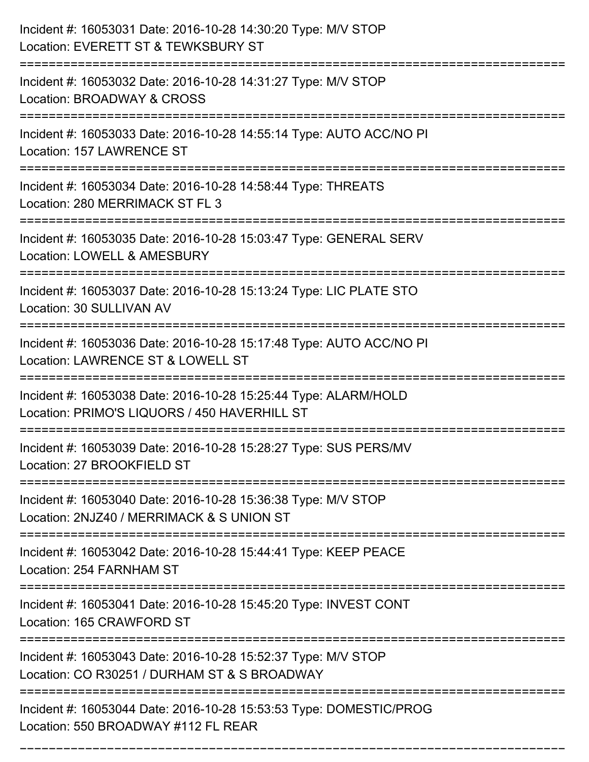Incident #: 16053031 Date: 2016-10-28 14:30:20 Type: M/V STOP
Location: EVERETT ST & TEWKSBURY ST

===========================================================================

Incident #: 16053032 Date: 2016-10-28 14:31:27 Type: M/V STOP
Location: BROADWAY & CROSS

===========================================================================

Incident #: 16053033 Date: 2016-10-28 14:55:14 Type: AUTO ACC/NO PI
Location: 157 LAWRENCE ST

===========================================================================

Incident #: 16053034 Date: 2016-10-28 14:58:44 Type: THREATS
Location: 280 MERRIMACK ST FL 3

===========================================================================

Incident #: 16053035 Date: 2016-10-28 15:03:47 Type: GENERAL SERV
Location: LOWELL & AMESBURY

===========================================================================

Incident #: 16053037 Date: 2016-10-28 15:13:24 Type: LIC PLATE STO
Location: 30 SULLIVAN AV

===========================================================================

Incident #: 16053036 Date: 2016-10-28 15:17:48 Type: AUTO ACC/NO PI
Location: LAWRENCE ST & LOWELL ST

===========================================================================

Incident #: 16053038 Date: 2016-10-28 15:25:44 Type: ALARM/HOLD
Location: PRIMO'S LIQUORS / 450 HAVERHILL ST

===========================================================================

Incident #: 16053039 Date: 2016-10-28 15:28:27 Type: SUS PERS/MV
Location: 27 BROOKFIELD ST

===========================================================================

Incident #: 16053040 Date: 2016-10-28 15:36:38 Type: M/V STOP
Location: 2NJZ40 / MERRIMACK & S UNION ST

===========================================================================

Incident #: 16053042 Date: 2016-10-28 15:44:41 Type: KEEP PEACE
Location: 254 FARNHAM ST

===========================================================================

Incident #: 16053041 Date: 2016-10-28 15:45:20 Type: INVEST CONT
Location: 165 CRAWFORD ST

===========================================================================

Incident #: 16053043 Date: 2016-10-28 15:52:37 Type: M/V STOP
Location: CO R30251 / DURHAM ST & S BROADWAY

===========================================================================

Incident #: 16053044 Date: 2016-10-28 15:53:53 Type: DOMESTIC/PROG
Location: 550 BROADWAY #112 FL REAR

===========================================================================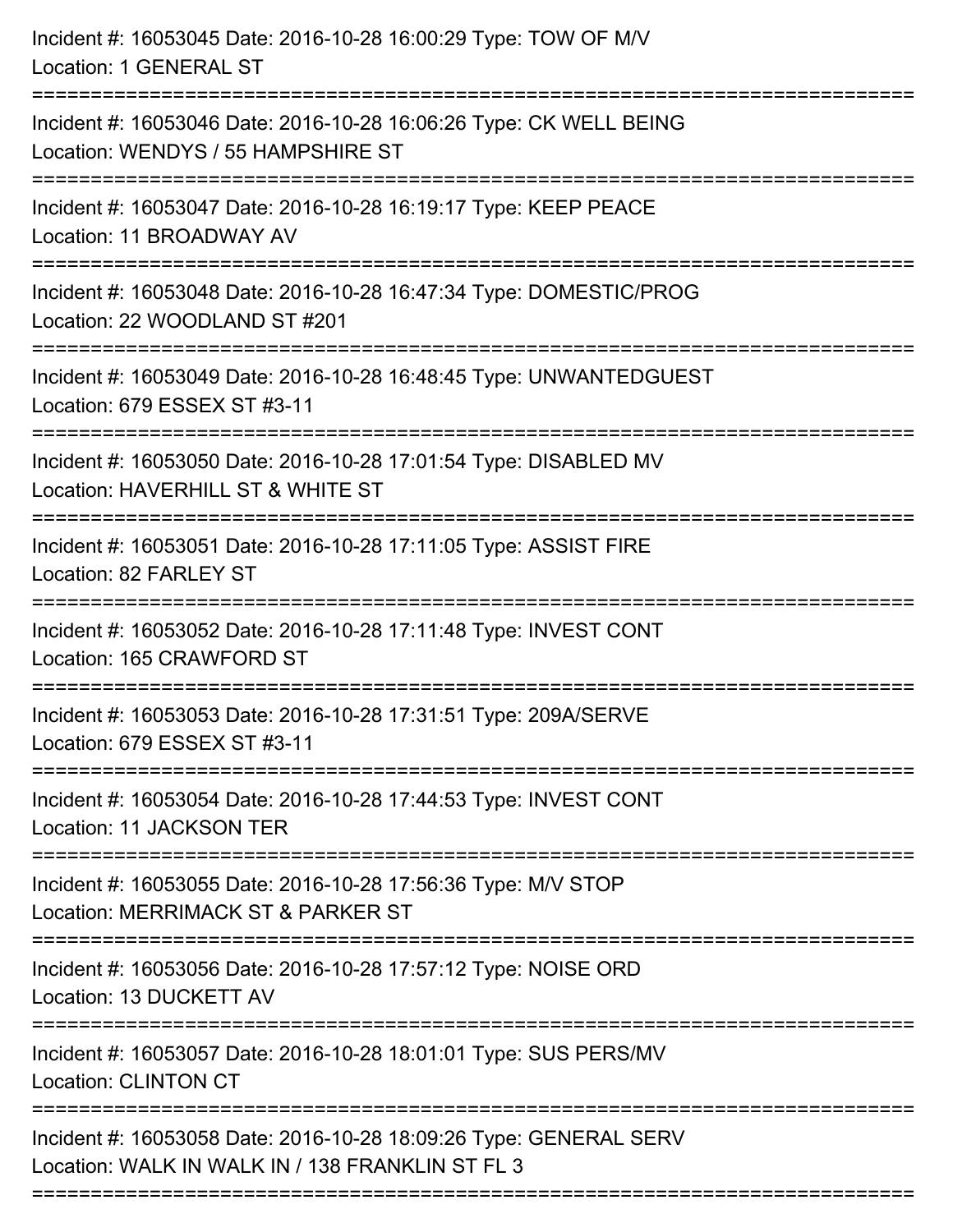Incident #: 16053045 Date: 2016-10-28 16:00:29 Type: TOW OF M/V
Location: 1 GENERAL ST

===========================================================================

Incident #: 16053046 Date: 2016-10-28 16:06:26 Type: CK WELL BEING
Location: WENDYS / 55 HAMPSHIRE ST

===========================================================================

Incident #: 16053047 Date: 2016-10-28 16:19:17 Type: KEEP PEACE
Location: 11 BROADWAY AV

===========================================================================

Incident #: 16053048 Date: 2016-10-28 16:47:34 Type: DOMESTIC/PROG
Location: 22 WOODLAND ST #201

===========================================================================

Incident #: 16053049 Date: 2016-10-28 16:48:45 Type: UNWANTEDGUEST
Location: 679 ESSEX ST #3-11

===========================================================================

Incident #: 16053050 Date: 2016-10-28 17:01:54 Type: DISABLED MV
Location: HAVERHILL ST & WHITE ST

===========================================================================

Incident #: 16053051 Date: 2016-10-28 17:11:05 Type: ASSIST FIRE
Location: 82 FARLEY ST

===========================================================================

Incident #: 16053052 Date: 2016-10-28 17:11:48 Type: INVEST CONT
Location: 165 CRAWFORD ST

===========================================================================

Incident #: 16053053 Date: 2016-10-28 17:31:51 Type: 209A/SERVE
Location: 679 ESSEX ST #3-11

===========================================================================

Incident #: 16053054 Date: 2016-10-28 17:44:53 Type: INVEST CONT
Location: 11 JACKSON TER

===========================================================================

Incident #: 16053055 Date: 2016-10-28 17:56:36 Type: M/V STOP
Location: MERRIMACK ST & PARKER ST

===========================================================================

Incident #: 16053056 Date: 2016-10-28 17:57:12 Type: NOISE ORD
Location: 13 DUCKETT AV

===========================================================================

Incident #: 16053057 Date: 2016-10-28 18:01:01 Type: SUS PERS/MV
Location: CLINTON CT

===========================================================================

Incident #: 16053058 Date: 2016-10-28 18:09:26 Type: GENERAL SERV
Location: WALK IN WALK IN / 138 FRANKLIN ST FL 3

===========================================================================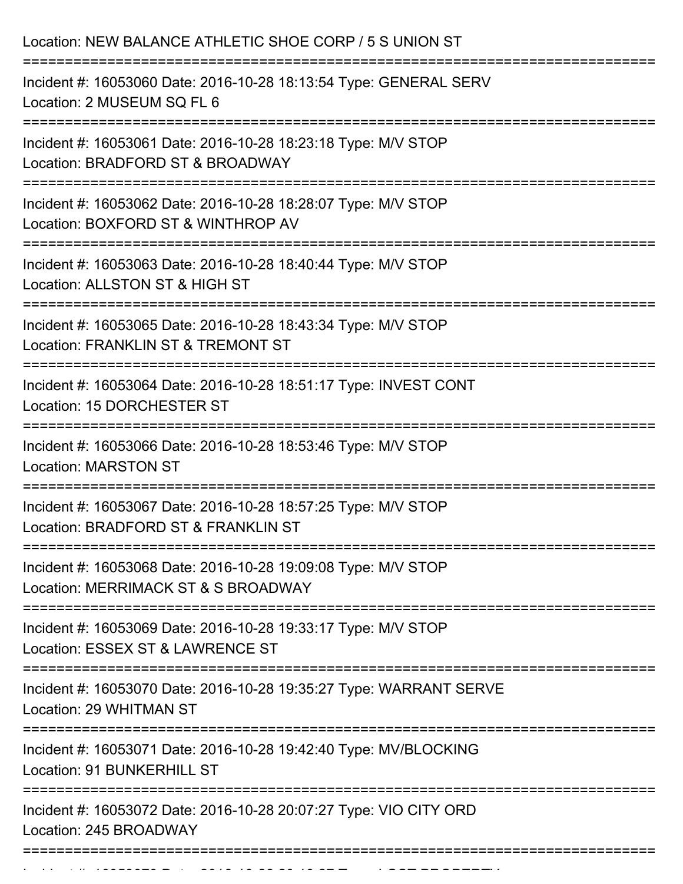Location: NEW BALANCE ATHLETIC SHOE CORP / 5 S UNION ST

===========================================================================

Incident #: 16053060 Date: 2016-10-28 18:13:54 Type: GENERAL SERV
Location: 2 MUSEUM SQ FL 6

===========================================================================

Incident #: 16053061 Date: 2016-10-28 18:23:18 Type: M/V STOP
Location: BRADFORD ST & BROADWAY

===========================================================================

Incident #: 16053062 Date: 2016-10-28 18:28:07 Type: M/V STOP
Location: BOXFORD ST & WINTHROP AV

===========================================================================

Incident #: 16053063 Date: 2016-10-28 18:40:44 Type: M/V STOP
Location: ALLSTON ST & HIGH ST

===========================================================================

Incident #: 16053065 Date: 2016-10-28 18:43:34 Type: M/V STOP
Location: FRANKLIN ST & TREMONT ST

===========================================================================

Incident #: 16053064 Date: 2016-10-28 18:51:17 Type: INVEST CONT
Location: 15 DORCHESTER ST

===========================================================================

Incident #: 16053066 Date: 2016-10-28 18:53:46 Type: M/V STOP
Location: MARSTON ST

===========================================================================

Incident #: 16053067 Date: 2016-10-28 18:57:25 Type: M/V STOP
Location: BRADFORD ST & FRANKLIN ST

===========================================================================

Incident #: 16053068 Date: 2016-10-28 19:09:08 Type: M/V STOP
Location: MERRIMACK ST & S BROADWAY

===========================================================================

Incident #: 16053069 Date: 2016-10-28 19:33:17 Type: M/V STOP
Location: ESSEX ST & LAWRENCE ST

===========================================================================

Incident #: 16053070 Date: 2016-10-28 19:35:27 Type: WARRANT SERVE
Location: 29 WHITMAN ST

===========================================================================

Incident #: 16053071 Date: 2016-10-28 19:42:40 Type: MV/BLOCKING
Location: 91 BUNKERHILL ST

===========================================================================

Incident #: 16053072 Date: 2016-10-28 20:07:27 Type: VIO CITY ORD
Location: 245 BROADWAY

===========================================================================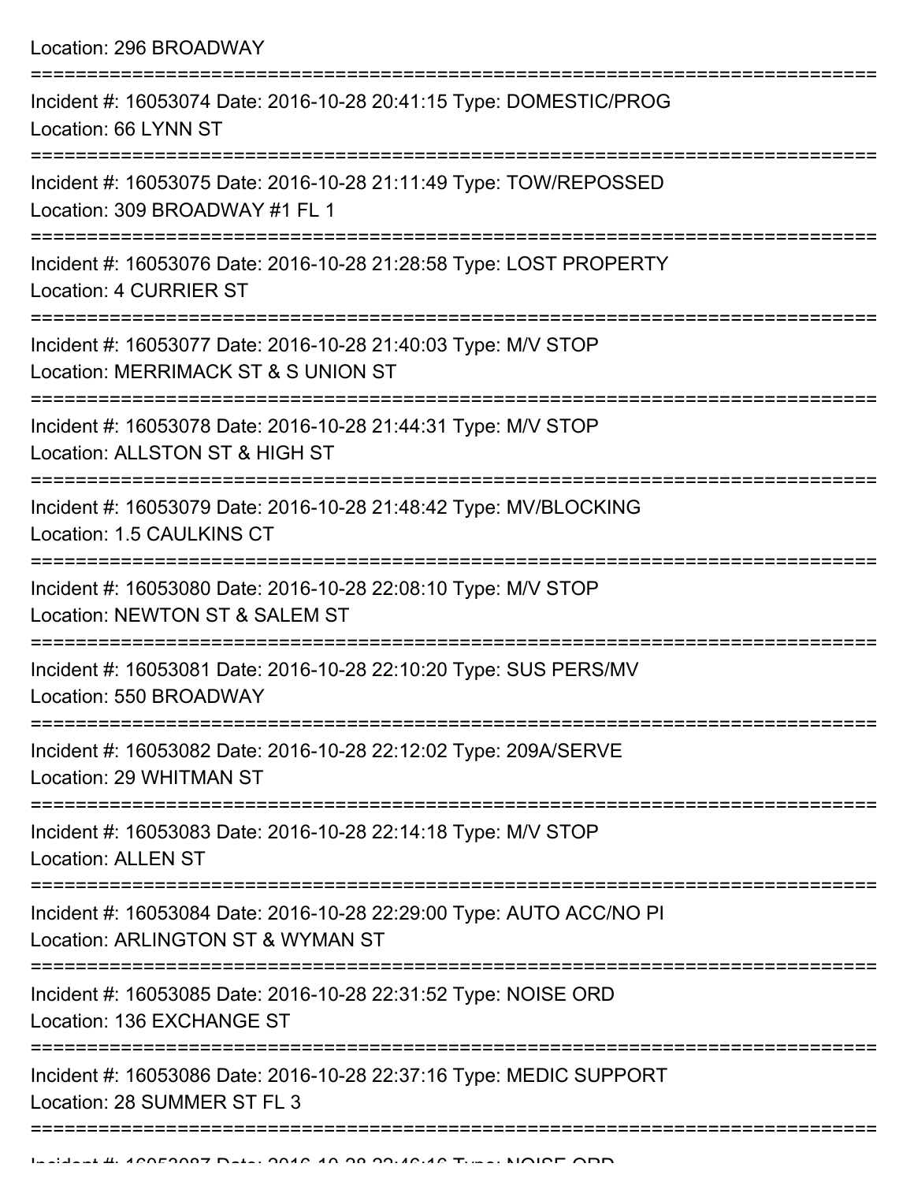Location: 296 BROADWAY

===========================================================================

Incident #: 16053074 Date: 2016-10-28 20:41:15 Type: DOMESTIC/PROG
Location: 66 LYNN ST

===========================================================================

Incident #: 16053075 Date: 2016-10-28 21:11:49 Type: TOW/REPOSSED
Location: 309 BROADWAY #1 FL 1

===========================================================================

Incident #: 16053076 Date: 2016-10-28 21:28:58 Type: LOST PROPERTY
Location: 4 CURRIER ST

===========================================================================

Incident #: 16053077 Date: 2016-10-28 21:40:03 Type: M/V STOP
Location: MERRIMACK ST & S UNION ST

===========================================================================

Incident #: 16053078 Date: 2016-10-28 21:44:31 Type: M/V STOP
Location: ALLSTON ST & HIGH ST

===========================================================================

Incident #: 16053079 Date: 2016-10-28 21:48:42 Type: MV/BLOCKING
Location: 1.5 CAULKINS CT

===========================================================================

Incident #: 16053080 Date: 2016-10-28 22:08:10 Type: M/V STOP
Location: NEWTON ST & SALEM ST

===========================================================================

Incident #: 16053081 Date: 2016-10-28 22:10:20 Type: SUS PERS/MV
Location: 550 BROADWAY

===========================================================================

Incident #: 16053082 Date: 2016-10-28 22:12:02 Type: 209A/SERVE
Location: 29 WHITMAN ST

===========================================================================

Incident #: 16053083 Date: 2016-10-28 22:14:18 Type: M/V STOP
Location: ALLEN ST

===========================================================================

Incident #: 16053084 Date: 2016-10-28 22:29:00 Type: AUTO ACC/NO PI
Location: ARLINGTON ST & WYMAN ST

===========================================================================

Incident #: 16053085 Date: 2016-10-28 22:31:52 Type: NOISE ORD
Location: 136 EXCHANGE ST

===========================================================================

Incident #: 16053086 Date: 2016-10-28 22:37:16 Type: MEDIC SUPPORT
Location: 28 SUMMER ST FL 3

===========================================================================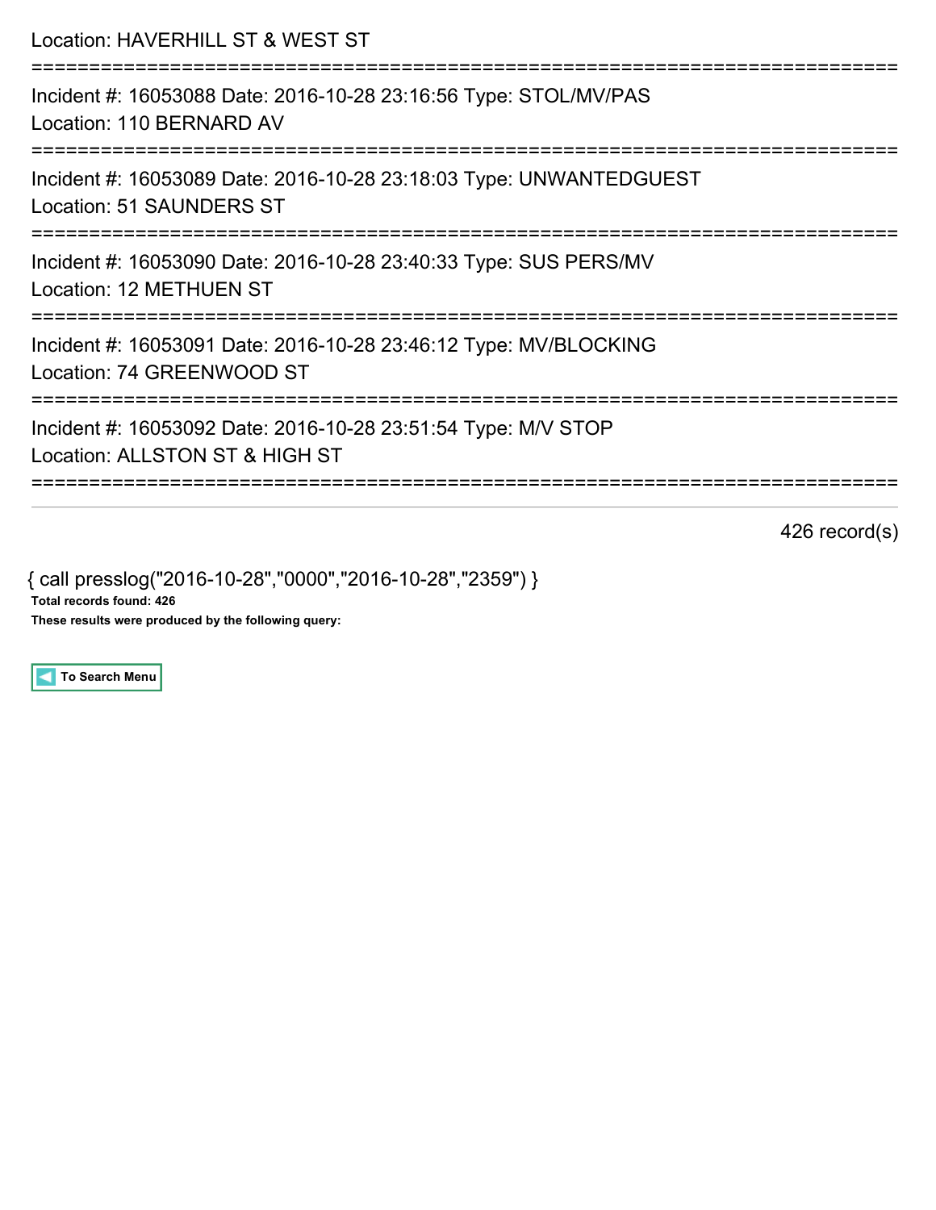Location: HAVERHILL ST & WEST ST

===========================================================================

Incident #: 16053088 Date: 2016-10-28 23:16:56 Type: STOL/MV/PAS
Location: 110 BERNARD AV

===========================================================================

Incident #: 16053089 Date: 2016-10-28 23:18:03 Type: UNWANTEDGUEST
Location: 51 SAUNDERS ST

===========================================================================

Incident #: 16053090 Date: 2016-10-28 23:40:33 Type: SUS PERS/MV
Location: 12 METHUEN ST

===========================================================================

Incident #: 16053091 Date: 2016-10-28 23:46:12 Type: MV/BLOCKING
Location: 74 GREENWOOD ST

===========================================================================

Incident #: 16053092 Date: 2016-10-28 23:51:54 Type: M/V STOP
Location: ALLSTON ST & HIGH ST

===========================================================================

426 record(s)

{ call presslog("2016-10-28","0000","2016-10-28","2359") }

**Total records found: 426**

**These results were produced by the following query:**

To Search Menu